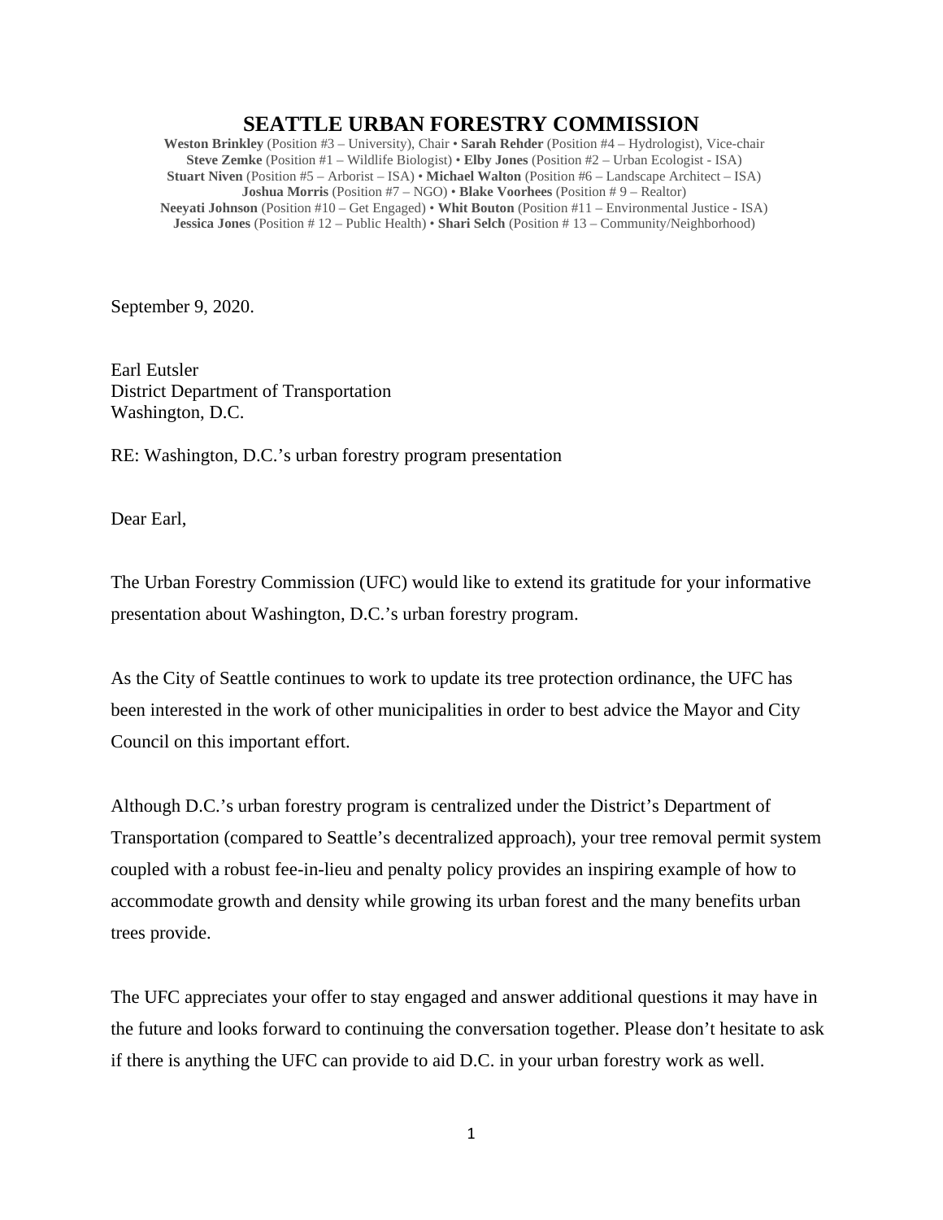# SEATTLE URBAN FORESTRY COMMISSION

**Weston Brinkley** (Position #3 – University), Chair • **Sarah Rehder** (Position #4 – Hydrologist), Vice-chair
**Steve Zemke** (Position #1 – Wildlife Biologist) • **Elby Jones** (Position #2 – Urban Ecologist - ISA)
**Stuart Niven** (Position #5 – Arborist – ISA) • **Michael Walton** (Position #6 – Landscape Architect – ISA)
**Joshua Morris** (Position #7 – NGO) • **Blake Voorhees** (Position # 9 – Realtor)
**Neeyati Johnson** (Position #10 – Get Engaged) • **Whit Bouton** (Position #11 – Environmental Justice - ISA)
**Jessica Jones** (Position # 12 – Public Health) • **Shari Selch** (Position # 13 – Community/Neighborhood)

September 9, 2020.

Earl Eutsler
District Department of Transportation
Washington, D.C.

RE: Washington, D.C.'s urban forestry program presentation

Dear Earl,

The Urban Forestry Commission (UFC) would like to extend its gratitude for your informative presentation about Washington, D.C.'s urban forestry program.

As the City of Seattle continues to work to update its tree protection ordinance, the UFC has been interested in the work of other municipalities in order to best advice the Mayor and City Council on this important effort.

Although D.C.'s urban forestry program is centralized under the District's Department of Transportation (compared to Seattle's decentralized approach), your tree removal permit system coupled with a robust fee-in-lieu and penalty policy provides an inspiring example of how to accommodate growth and density while growing its urban forest and the many benefits urban trees provide.

The UFC appreciates your offer to stay engaged and answer additional questions it may have in the future and looks forward to continuing the conversation together. Please don't hesitate to ask if there is anything the UFC can provide to aid D.C. in your urban forestry work as well.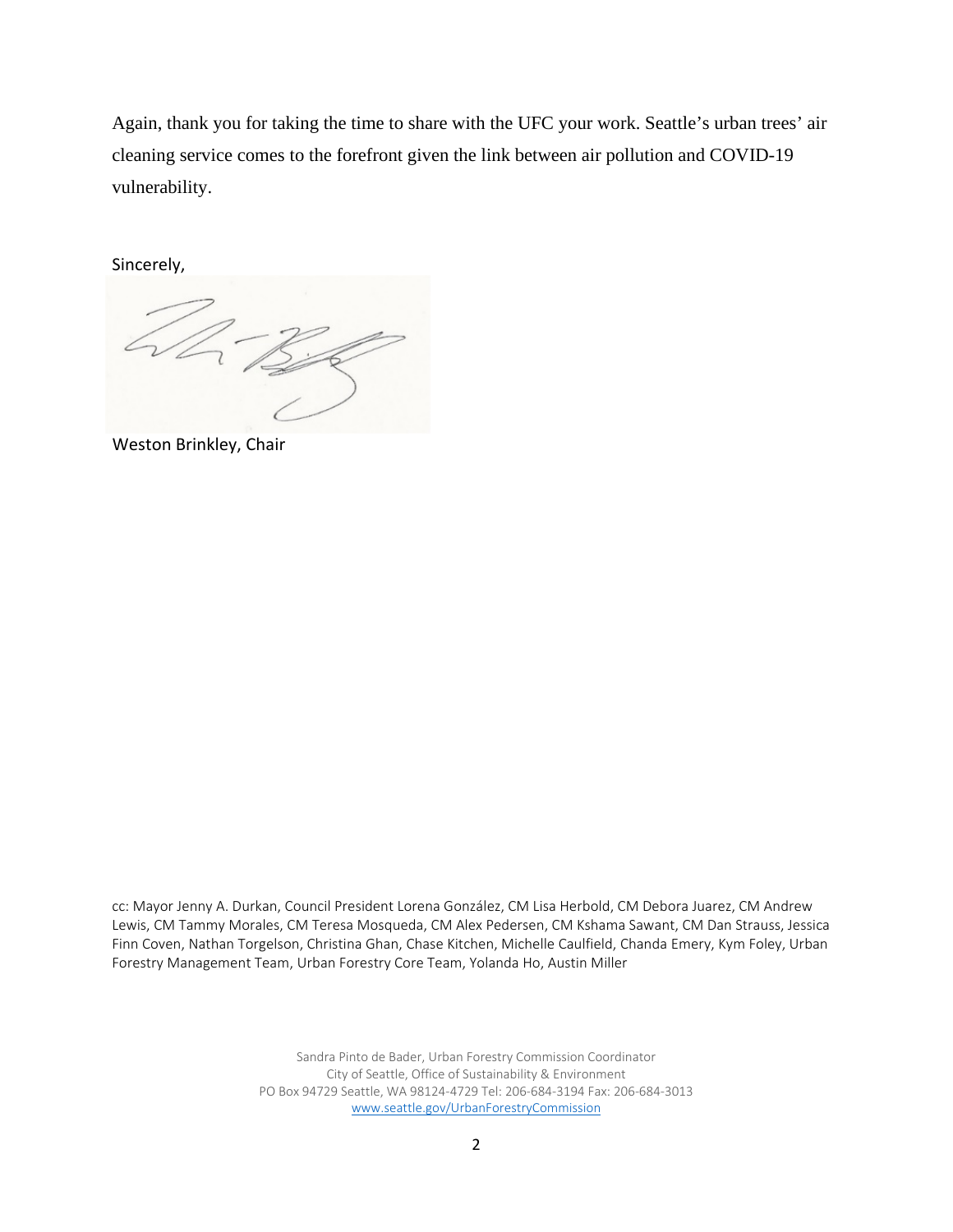Again, thank you for taking the time to share with the UFC your work. Seattle's urban trees' air cleaning service comes to the forefront given the link between air pollution and COVID-19 vulnerability.

Sincerely,

Weston Brinkley, Chair

cc: Mayor Jenny A. Durkan, Council President Lorena González, CM Lisa Herbold, CM Debora Juarez, CM Andrew Lewis, CM Tammy Morales, CM Teresa Mosqueda, CM Alex Pedersen, CM Kshama Sawant, CM Dan Strauss, Jessica Finn Coven, Nathan Torgelson, Christina Ghan, Chase Kitchen, Michelle Caulfield, Chanda Emery, Kym Foley, Urban Forestry Management Team, Urban Forestry Core Team, Yolanda Ho, Austin Miller

Sandra Pinto de Bader, Urban Forestry Commission Coordinator
City of Seattle, Office of Sustainability & Environment
PO Box 94729 Seattle, WA 98124-4729 Tel: 206-684-3194 Fax: 206-684-3013
www.seattle.gov/UrbanForestryCommission